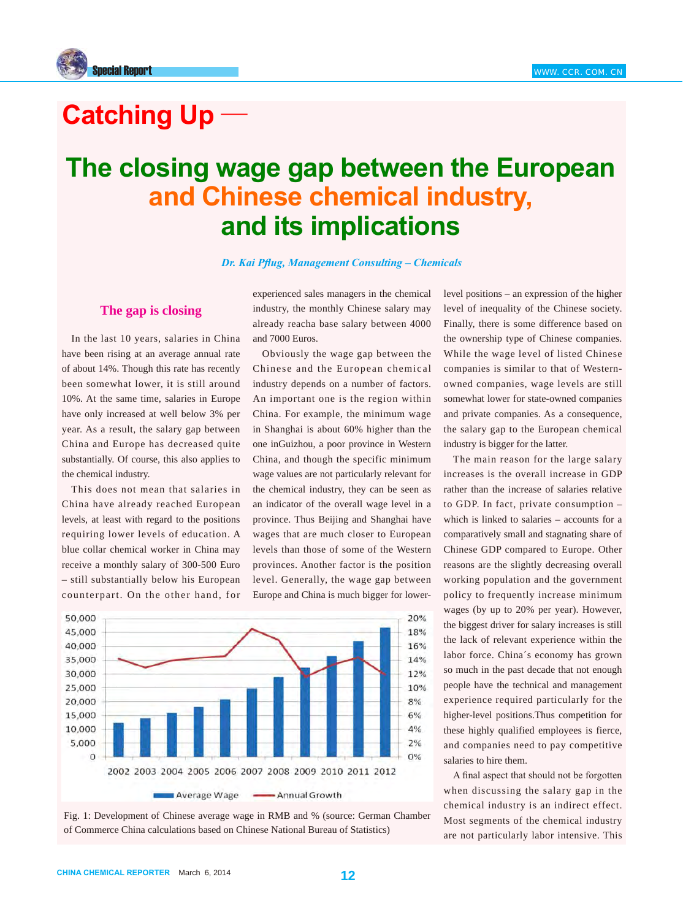# Catching Up —

## The closing wage gap between the European and Chinese chemical industry, and its implications

*Dr. Kai Pflug, Management Consulting – Chemicals*

### The gap is closing

In the last 10 years, salaries in China have been rising at an average annual rate of about 14%. Though this rate has recently been somewhat lower, it is still around 10%. At the same time, salaries in Europe have only increased at well below 3% per year. As a result, the salary gap between China and Europe has decreased quite substantially. Of course, this also applies to the chemical industry.

This does not mean that salaries in China have already reached European levels, at least with regard to the positions requiring lower levels of education. A blue collar chemical worker in China may receive a monthly salary of 300-500 Euro – still substantially below his European counterpart. On the other hand, for experienced sales managers in the chemical industry, the monthly Chinese salary may already reacha base salary between 4000 and 7000 Euros.

Obviously the wage gap between the Chinese and the European chemical industry depends on a number of factors. An important one is the region within China. For example, the minimum wage in Shanghai is about 60% higher than the one inGuizhou, a poor province in Western China, and though the specific minimum wage values are not particularly relevant for the chemical industry, they can be seen as an indicator of the overall wage level in a province. Thus Beijing and Shanghai have wages that are much closer to European levels than those of some of the Western provinces. Another factor is the position level. Generally, the wage gap between Europe and China is much bigger for lower-level positions – an expression of the higher level of inequality of the Chinese society. Finally, there is some difference based on the ownership type of Chinese companies. While the wage level of listed Chinese companies is similar to that of Western-owned companies, wage levels are still somewhat lower for state-owned companies and private companies. As a consequence, the salary gap to the European chemical industry is bigger for the latter.

The main reason for the large salary increases is the overall increase in GDP rather than the increase of salaries relative to GDP. In fact, private consumption – which is linked to salaries – accounts for a comparatively small and stagnating share of Chinese GDP compared to Europe. Other reasons are the slightly decreasing overall working population and the government policy to frequently increase minimum wages (by up to 20% per year). However, the biggest driver for salary increases is still the lack of relevant experience within the labor force. China´s economy has grown so much in the past decade that not enough people have the technical and management experience required particularly for the higher-level positions.Thus competition for these highly qualified employees is fierce, and companies need to pay competitive salaries to hire them.

A final aspect that should not be forgotten when discussing the salary gap in the chemical industry is an indirect effect. Most segments of the chemical industry are not particularly labor intensive. This

Fig. 1: Development of Chinese average wage in RMB and % (source: German Chamber of Commerce China calculations based on Chinese National Bureau of Statistics)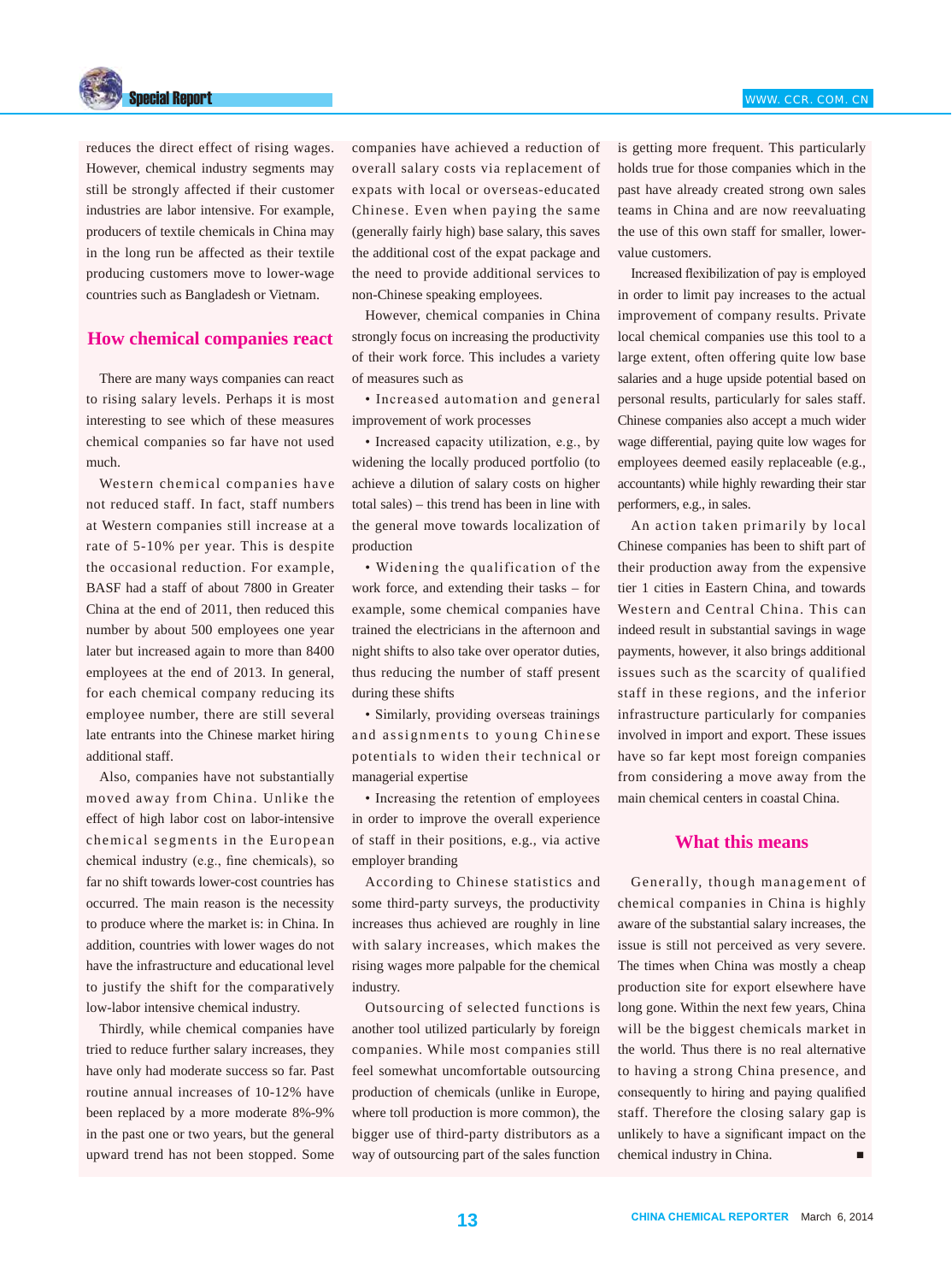reduces the direct effect of rising wages. However, chemical industry segments may still be strongly affected if their customer industries are labor intensive. For example, producers of textile chemicals in China may in the long run be affected as their textile producing customers move to lower-wage countries such as Bangladesh or Vietnam.

## How chemical companies react

There are many ways companies can react to rising salary levels. Perhaps it is most interesting to see which of these measures chemical companies so far have not used much.

Western chemical companies have not reduced staff. In fact, staff numbers at Western companies still increase at a rate of 5-10% per year. This is despite the occasional reduction. For example, BASF had a staff of about 7800 in Greater China at the end of 2011, then reduced this number by about 500 employees one year later but increased again to more than 8400 employees at the end of 2013. In general, for each chemical company reducing its employee number, there are still several late entrants into the Chinese market hiring additional staff.

Also, companies have not substantially moved away from China. Unlike the effect of high labor cost on labor-intensive chemical segments in the European chemical industry (e.g., fine chemicals), so far no shift towards lower-cost countries has occurred. The main reason is the necessity to produce where the market is: in China. In addition, countries with lower wages do not have the infrastructure and educational level to justify the shift for the comparatively low-labor intensive chemical industry.

Thirdly, while chemical companies have tried to reduce further salary increases, they have only had moderate success so far. Past routine annual increases of 10-12% have been replaced by a more moderate 8%-9% in the past one or two years, but the general upward trend has not been stopped. Some companies have achieved a reduction of overall salary costs via replacement of expats with local or overseas-educated Chinese. Even when paying the same (generally fairly high) base salary, this saves the additional cost of the expat package and the need to provide additional services to non-Chinese speaking employees.

However, chemical companies in China strongly focus on increasing the productivity of their work force. This includes a variety of measures such as

- Increased automation and general improvement of work processes
- Increased capacity utilization, e.g., by widening the locally produced portfolio (to achieve a dilution of salary costs on higher total sales) – this trend has been in line with the general move towards localization of production
- Widening the qualification of the work force, and extending their tasks – for example, some chemical companies have trained the electricians in the afternoon and night shifts to also take over operator duties, thus reducing the number of staff present during these shifts
- Similarly, providing overseas trainings and assignments to young Chinese potentials to widen their technical or managerial expertise
- Increasing the retention of employees in order to improve the overall experience of staff in their positions, e.g., via active employer branding

According to Chinese statistics and some third-party surveys, the productivity increases thus achieved are roughly in line with salary increases, which makes the rising wages more palpable for the chemical industry.

Outsourcing of selected functions is another tool utilized particularly by foreign companies. While most companies still feel somewhat uncomfortable outsourcing production of chemicals (unlike in Europe, where toll production is more common), the bigger use of third-party distributors as a way of outsourcing part of the sales function is getting more frequent. This particularly holds true for those companies which in the past have already created strong own sales teams in China and are now reevaluating the use of this own staff for smaller, lower-value customers.

Increased flexibilization of pay is employed in order to limit pay increases to the actual improvement of company results. Private local chemical companies use this tool to a large extent, often offering quite low base salaries and a huge upside potential based on personal results, particularly for sales staff. Chinese companies also accept a much wider wage differential, paying quite low wages for employees deemed easily replaceable (e.g., accountants) while highly rewarding their star performers, e.g., in sales.

An action taken primarily by local Chinese companies has been to shift part of their production away from the expensive tier 1 cities in Eastern China, and towards Western and Central China. This can indeed result in substantial savings in wage payments, however, it also brings additional issues such as the scarcity of qualified staff in these regions, and the inferior infrastructure particularly for companies involved in import and export. These issues have so far kept most foreign companies from considering a move away from the main chemical centers in coastal China.

## What this means

Generally, though management of chemical companies in China is highly aware of the substantial salary increases, the issue is still not perceived as very severe. The times when China was mostly a cheap production site for export elsewhere have long gone. Within the next few years, China will be the biggest chemicals market in the world. Thus there is no real alternative to having a strong China presence, and consequently to hiring and paying qualified staff. Therefore the closing salary gap is unlikely to have a significant impact on the chemical industry in China. ■